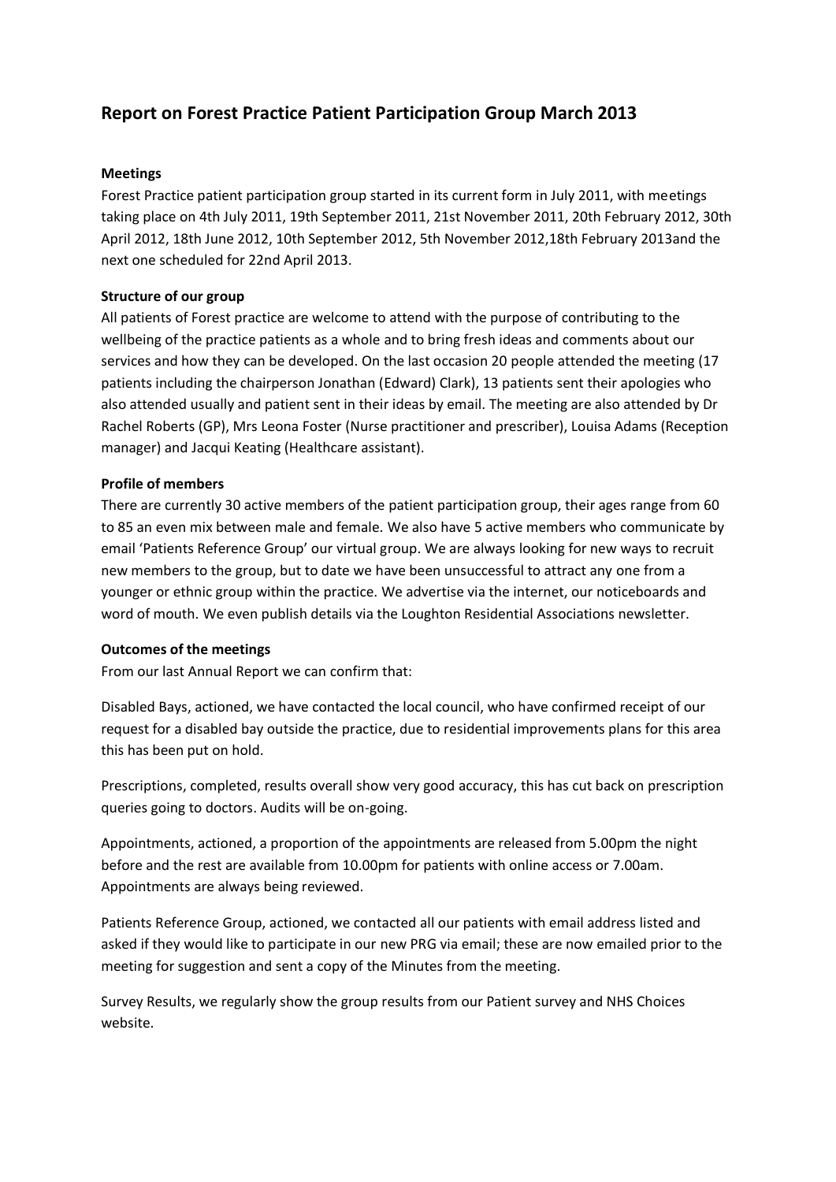# Report on Forest Practice Patient Participation Group March 2013

**Meetings**

Forest Practice patient participation group started in its current form in July 2011, with meetings taking place on 4th July 2011, 19th September 2011, 21st November 2011, 20th February 2012, 30th April 2012, 18th June 2012, 10th September 2012, 5th November 2012,18th February 2013and the next one scheduled for 22nd April 2013.

**Structure of our group**

All patients of Forest practice are welcome to attend with the purpose of contributing to the wellbeing of the practice patients as a whole and to bring fresh ideas and comments about our services and how they can be developed. On the last occasion 20 people attended the meeting (17 patients including the chairperson Jonathan (Edward) Clark), 13 patients sent their apologies who also attended usually and patient sent in their ideas by email. The meeting are also attended by Dr Rachel Roberts (GP), Mrs Leona Foster (Nurse practitioner and prescriber), Louisa Adams (Reception manager) and Jacqui Keating (Healthcare assistant).

**Profile of members**

There are currently 30 active members of the patient participation group, their ages range from 60 to 85 an even mix between male and female. We also have 5 active members who communicate by email 'Patients Reference Group' our virtual group. We are always looking for new ways to recruit new members to the group, but to date we have been unsuccessful to attract any one from a younger or ethnic group within the practice. We advertise via the internet, our noticeboards and word of mouth. We even publish details via the Loughton Residential Associations newsletter.

**Outcomes of the meetings**

From our last Annual Report we can confirm that:

Disabled Bays, actioned, we have contacted the local council, who have confirmed receipt of our request for a disabled bay outside the practice, due to residential improvements plans for this area this has been put on hold.

Prescriptions, completed, results overall show very good accuracy, this has cut back on prescription queries going to doctors. Audits will be on-going.

Appointments, actioned, a proportion of the appointments are released from 5.00pm the night before and the rest are available from 10.00pm for patients with online access or 7.00am. Appointments are always being reviewed.

Patients Reference Group, actioned, we contacted all our patients with email address listed and asked if they would like to participate in our new PRG via email; these are now emailed prior to the meeting for suggestion and sent a copy of the Minutes from the meeting.

Survey Results, we regularly show the group results from our Patient survey and NHS Choices website.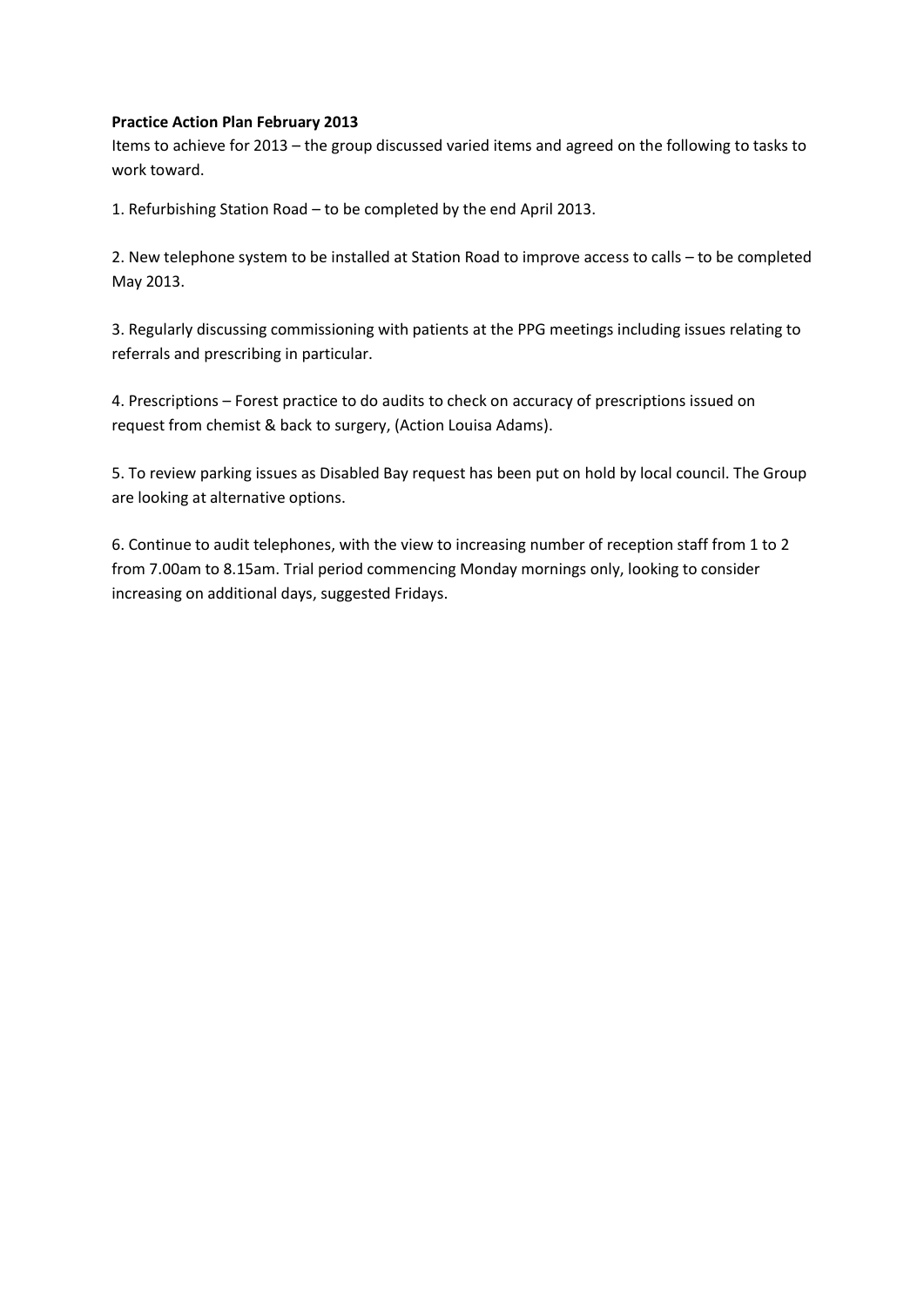**Practice Action Plan February 2013**

Items to achieve for 2013 – the group discussed varied items and agreed on the following to tasks to work toward.

1. Refurbishing Station Road – to be completed by the end April 2013.

2. New telephone system to be installed at Station Road to improve access to calls – to be completed May 2013.

3. Regularly discussing commissioning with patients at the PPG meetings including issues relating to referrals and prescribing in particular.

4. Prescriptions – Forest practice to do audits to check on accuracy of prescriptions issued on request from chemist & back to surgery, (Action Louisa Adams).

5. To review parking issues as Disabled Bay request has been put on hold by local council. The Group are looking at alternative options.

6. Continue to audit telephones, with the view to increasing number of reception staff from 1 to 2 from 7.00am to 8.15am. Trial period commencing Monday mornings only, looking to consider increasing on additional days, suggested Fridays.